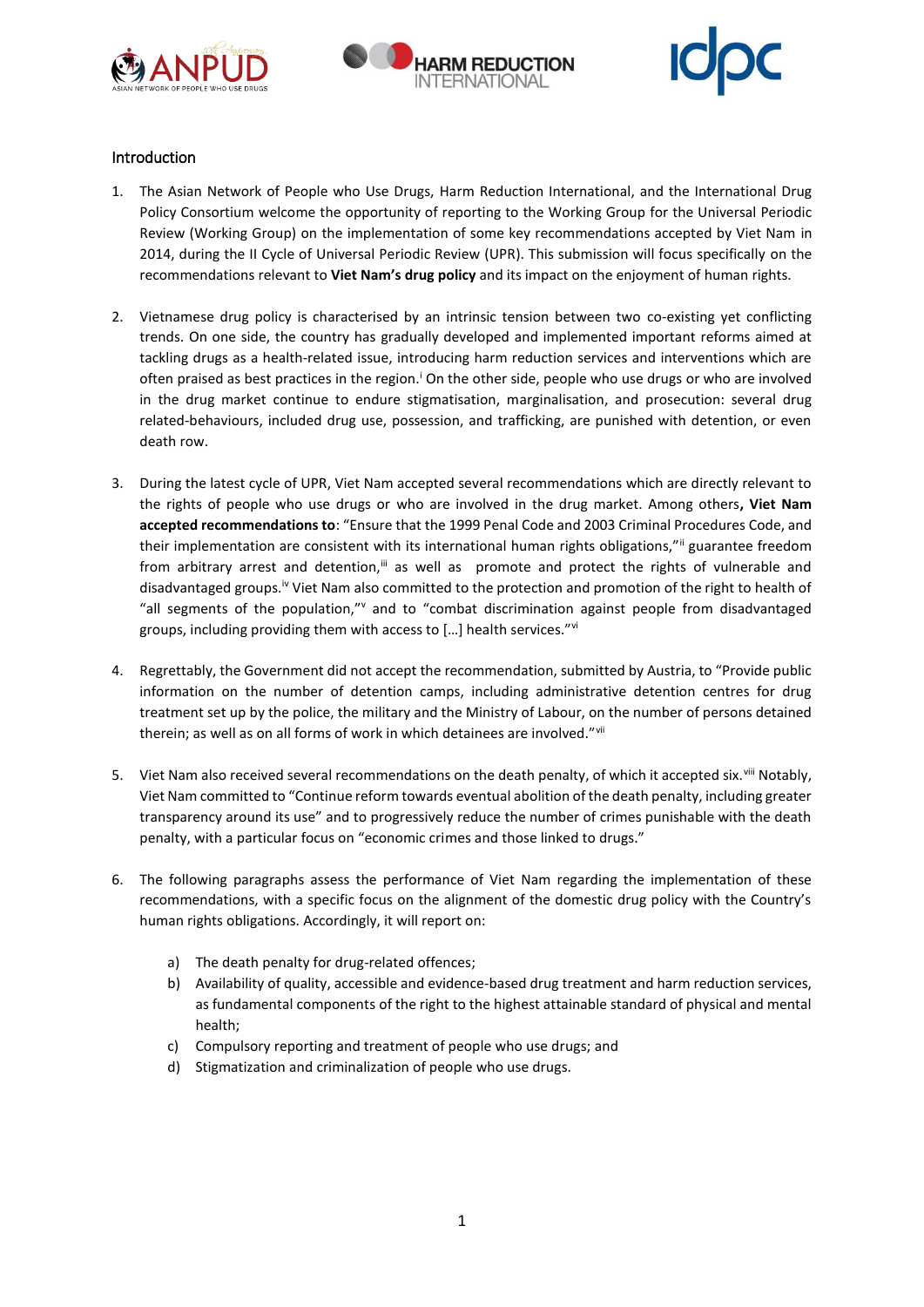## Introduction

1. The Asian Network of People who Use Drugs, Harm Reduction International, and the International Drug Policy Consortium welcome the opportunity of reporting to the Working Group for the Universal Periodic Review (Working Group) on the implementation of some key recommendations accepted by Viet Nam in 2014, during the II Cycle of Universal Periodic Review (UPR). This submission will focus specifically on the recommendations relevant to **Viet Nam's drug policy** and its impact on the enjoyment of human rights.

2. Vietnamese drug policy is characterised by an intrinsic tension between two co-existing yet conflicting trends. On one side, the country has gradually developed and implemented important reforms aimed at tackling drugs as a health-related issue, introducing harm reduction services and interventions which are often praised as best practices in the region.[i] On the other side, people who use drugs or who are involved in the drug market continue to endure stigmatisation, marginalisation, and prosecution: several drug related-behaviours, included drug use, possession, and trafficking, are punished with detention, or even death row.

3. During the latest cycle of UPR, Viet Nam accepted several recommendations which are directly relevant to the rights of people who use drugs or who are involved in the drug market. Among others**, Viet Nam accepted recommendations to**: "Ensure that the 1999 Penal Code and 2003 Criminal Procedures Code, and their implementation are consistent with its international human rights obligations,"[ii] guarantee freedom from arbitrary arrest and detention,[iii] as well as promote and protect the rights of vulnerable and disadvantaged groups.[iv] Viet Nam also committed to the protection and promotion of the right to health of "all segments of the population,"[v] and to "combat discrimination against people from disadvantaged groups, including providing them with access to [...] health services."[vi]

4. Regrettably, the Government did not accept the recommendation, submitted by Austria, to "Provide public information on the number of detention camps, including administrative detention centres for drug treatment set up by the police, the military and the Ministry of Labour, on the number of persons detained therein; as well as on all forms of work in which detainees are involved."[vii]

5. Viet Nam also received several recommendations on the death penalty, of which it accepted six.[viii] Notably, Viet Nam committed to "Continue reform towards eventual abolition of the death penalty, including greater transparency around its use" and to progressively reduce the number of crimes punishable with the death penalty, with a particular focus on "economic crimes and those linked to drugs."

6. The following paragraphs assess the performance of Viet Nam regarding the implementation of these recommendations, with a specific focus on the alignment of the domestic drug policy with the Country's human rights obligations. Accordingly, it will report on:

    a) The death penalty for drug-related offences;
    b) Availability of quality, accessible and evidence-based drug treatment and harm reduction services, as fundamental components of the right to the highest attainable standard of physical and mental health;
    c) Compulsory reporting and treatment of people who use drugs; and
    d) Stigmatization and criminalization of people who use drugs.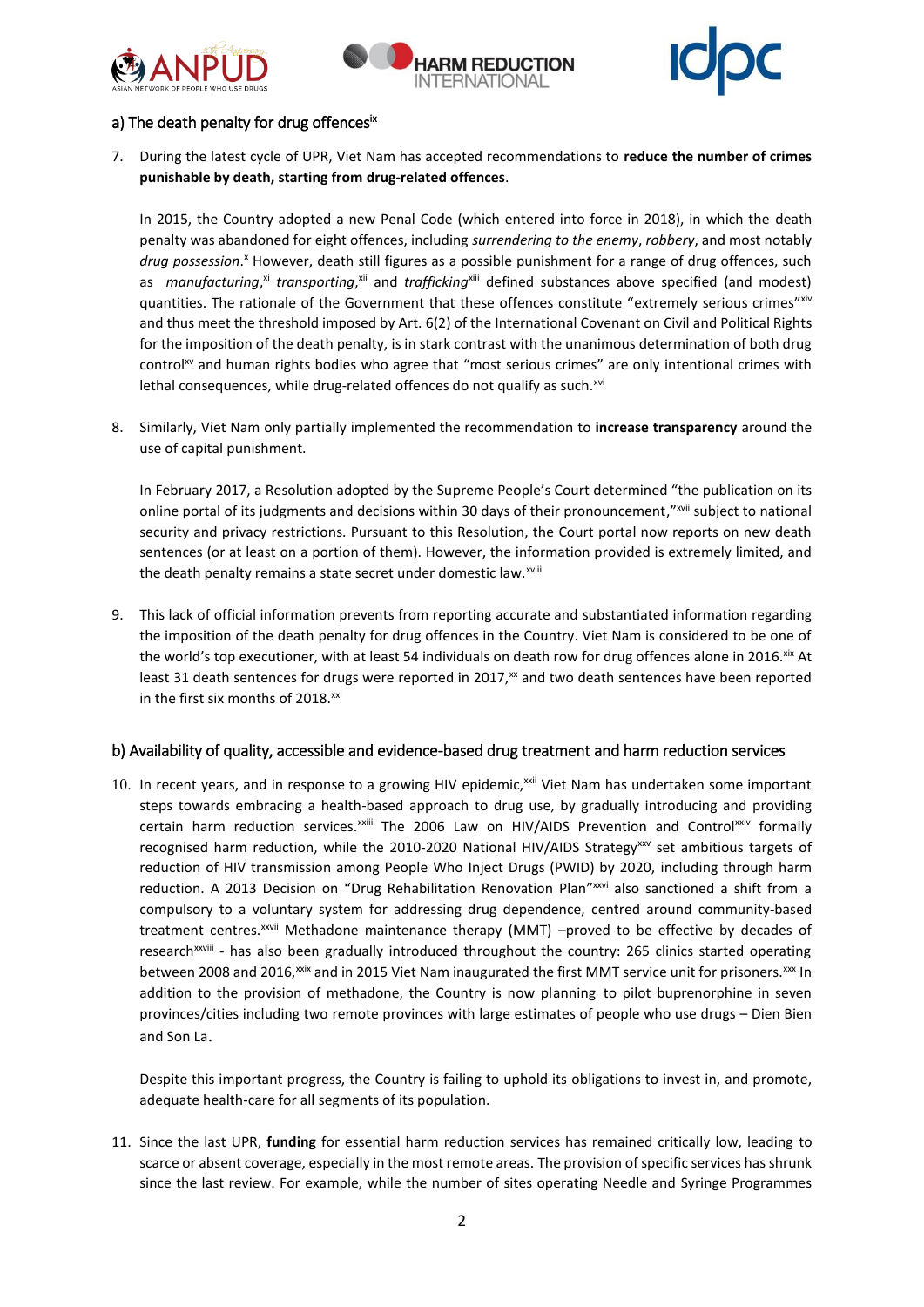### a) The death penalty for drug offences[ix]

7. During the latest cycle of UPR, Viet Nam has accepted recommendations to **reduce the number of crimes punishable by death, starting from drug-related offences**.

   In 2015, the Country adopted a new Penal Code (which entered into force in 2018), in which the death penalty was abandoned for eight offences, including *surrendering to the enemy*, *robbery*, and most notably *drug possession*.[x] However, death still figures as a possible punishment for a range of drug offences, such as *manufacturing*,[xi] *transporting*,[xii] and *trafficking*[xiii] defined substances above specified (and modest) quantities. The rationale of the Government that these offences constitute "extremely serious crimes"[xiv] and thus meet the threshold imposed by Art. 6(2) of the International Covenant on Civil and Political Rights for the imposition of the death penalty, is in stark contrast with the unanimous determination of both drug control[xv] and human rights bodies who agree that "most serious crimes" are only intentional crimes with lethal consequences, while drug-related offences do not qualify as such.[xvi]

8. Similarly, Viet Nam only partially implemented the recommendation to **increase transparency** around the use of capital punishment.

   In February 2017, a Resolution adopted by the Supreme People's Court determined "the publication on its online portal of its judgments and decisions within 30 days of their pronouncement,"[xvii] subject to national security and privacy restrictions. Pursuant to this Resolution, the Court portal now reports on new death sentences (or at least on a portion of them). However, the information provided is extremely limited, and the death penalty remains a state secret under domestic law.[xviii]

9. This lack of official information prevents from reporting accurate and substantiated information regarding the imposition of the death penalty for drug offences in the Country. Viet Nam is considered to be one of the world's top executioner, with at least 54 individuals on death row for drug offences alone in 2016.[xix] At least 31 death sentences for drugs were reported in 2017,[xx] and two death sentences have been reported in the first six months of 2018.[xxi]

### b) Availability of quality, accessible and evidence-based drug treatment and harm reduction services

10. In recent years, and in response to a growing HIV epidemic,[xxii] Viet Nam has undertaken some important steps towards embracing a health-based approach to drug use, by gradually introducing and providing certain harm reduction services.[xxiii] The 2006 Law on HIV/AIDS Prevention and Control[xxiv] formally recognised harm reduction, while the 2010-2020 National HIV/AIDS Strategy[xxv] set ambitious targets of reduction of HIV transmission among People Who Inject Drugs (PWID) by 2020, including through harm reduction. A 2013 Decision on "Drug Rehabilitation Renovation Plan"[xxvi] also sanctioned a shift from a compulsory to a voluntary system for addressing drug dependence, centred around community-based treatment centres.[xxvii] Methadone maintenance therapy (MMT) –proved to be effective by decades of research[xxviii] - has also been gradually introduced throughout the country: 265 clinics started operating between 2008 and 2016,[xxix] and in 2015 Viet Nam inaugurated the first MMT service unit for prisoners.[xxx] In addition to the provision of methadone, the Country is now planning to pilot buprenorphine in seven provinces/cities including two remote provinces with large estimates of people who use drugs – Dien Bien and Son La.

    Despite this important progress, the Country is failing to uphold its obligations to invest in, and promote, adequate health-care for all segments of its population.

11. Since the last UPR, **funding** for essential harm reduction services has remained critically low, leading to scarce or absent coverage, especially in the most remote areas. The provision of specific services has shrunk since the last review. For example, while the number of sites operating Needle and Syringe Programmes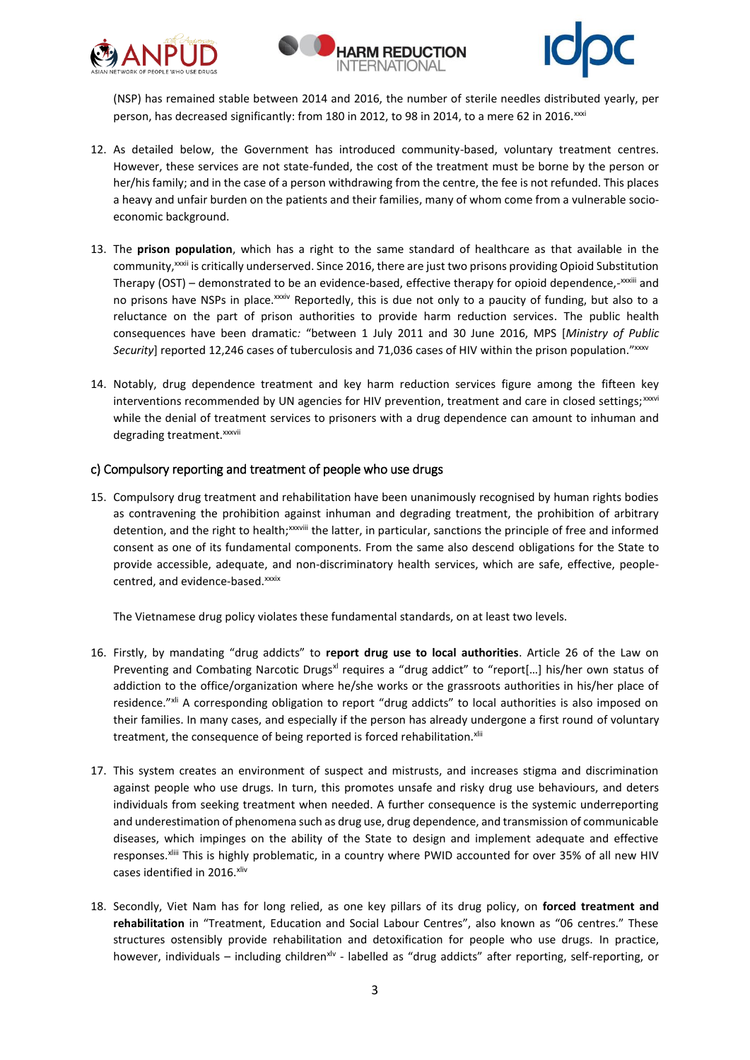(NSP) has remained stable between 2014 and 2016, the number of sterile needles distributed yearly, per person, has decreased significantly: from 180 in 2012, to 98 in 2014, to a mere 62 in 2016.[xxxi]

12. As detailed below, the Government has introduced community-based, voluntary treatment centres. However, these services are not state-funded, the cost of the treatment must be borne by the person or her/his family; and in the case of a person withdrawing from the centre, the fee is not refunded. This places a heavy and unfair burden on the patients and their families, many of whom come from a vulnerable socio-economic background.

13. The **prison population**, which has a right to the same standard of healthcare as that available in the community,[xxxii] is critically underserved. Since 2016, there are just two prisons providing Opioid Substitution Therapy (OST) – demonstrated to be an evidence-based, effective therapy for opioid dependence,-[xxxiii] and no prisons have NSPs in place.[xxxiv] Reportedly, this is due not only to a paucity of funding, but also to a reluctance on the part of prison authorities to provide harm reduction services. The public health consequences have been dramatic*:* "between 1 July 2011 and 30 June 2016, MPS [*Ministry of Public Security*] reported 12,246 cases of tuberculosis and 71,036 cases of HIV within the prison population."[xxxv]

14. Notably, drug dependence treatment and key harm reduction services figure among the fifteen key interventions recommended by UN agencies for HIV prevention, treatment and care in closed settings;[xxxvi] while the denial of treatment services to prisoners with a drug dependence can amount to inhuman and degrading treatment.[xxxvii]

### c) Compulsory reporting and treatment of people who use drugs

15. Compulsory drug treatment and rehabilitation have been unanimously recognised by human rights bodies as contravening the prohibition against inhuman and degrading treatment, the prohibition of arbitrary detention, and the right to health;[xxxviii] the latter, in particular, sanctions the principle of free and informed consent as one of its fundamental components. From the same also descend obligations for the State to provide accessible, adequate, and non-discriminatory health services, which are safe, effective, people-centred, and evidence-based.[xxxix]

    The Vietnamese drug policy violates these fundamental standards, on at least two levels.

16. Firstly, by mandating "drug addicts" to **report drug use to local authorities**. Article 26 of the Law on Preventing and Combating Narcotic Drugs[xl] requires a "drug addict" to "report[…] his/her own status of addiction to the office/organization where he/she works or the grassroots authorities in his/her place of residence."[xli] A corresponding obligation to report "drug addicts" to local authorities is also imposed on their families. In many cases, and especially if the person has already undergone a first round of voluntary treatment, the consequence of being reported is forced rehabilitation.[xlii]

17. This system creates an environment of suspect and mistrusts, and increases stigma and discrimination against people who use drugs. In turn, this promotes unsafe and risky drug use behaviours, and deters individuals from seeking treatment when needed. A further consequence is the systemic underreporting and underestimation of phenomena such as drug use, drug dependence, and transmission of communicable diseases, which impinges on the ability of the State to design and implement adequate and effective responses.[xliii] This is highly problematic, in a country where PWID accounted for over 35% of all new HIV cases identified in 2016.[xliv]

18. Secondly, Viet Nam has for long relied, as one key pillars of its drug policy, on **forced treatment and rehabilitation** in "Treatment, Education and Social Labour Centres", also known as "06 centres." These structures ostensibly provide rehabilitation and detoxification for people who use drugs. In practice, however, individuals – including children[xlv] - labelled as "drug addicts" after reporting, self-reporting, or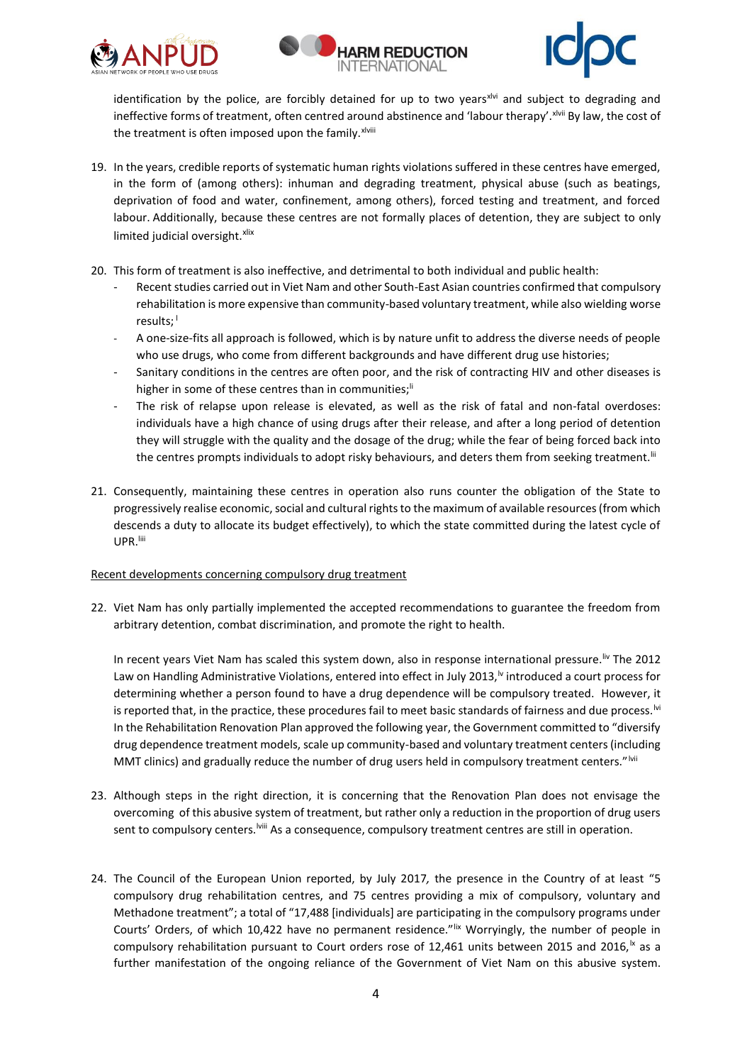identification by the police, are forcibly detained for up to two years[xlvi] and subject to degrading and ineffective forms of treatment, often centred around abstinence and 'labour therapy'.[xlvii] By law, the cost of the treatment is often imposed upon the family.[xlviii]

19. In the years, credible reports of systematic human rights violations suffered in these centres have emerged, in the form of (among others): inhuman and degrading treatment, physical abuse (such as beatings, deprivation of food and water, confinement, among others), forced testing and treatment, and forced labour. Additionally, because these centres are not formally places of detention, they are subject to only limited judicial oversight.[xlix]

20. This form of treatment is also ineffective, and detrimental to both individual and public health:
    - Recent studies carried out in Viet Nam and other South-East Asian countries confirmed that compulsory rehabilitation is more expensive than community-based voluntary treatment, while also wielding worse results;[l]
    - A one-size-fits all approach is followed, which is by nature unfit to address the diverse needs of people who use drugs, who come from different backgrounds and have different drug use histories;
    - Sanitary conditions in the centres are often poor, and the risk of contracting HIV and other diseases is higher in some of these centres than in communities;[li]
    - The risk of relapse upon release is elevated, as well as the risk of fatal and non-fatal overdoses: individuals have a high chance of using drugs after their release, and after a long period of detention they will struggle with the quality and the dosage of the drug; while the fear of being forced back into the centres prompts individuals to adopt risky behaviours, and deters them from seeking treatment.[lii]

21. Consequently, maintaining these centres in operation also runs counter the obligation of the State to progressively realise economic, social and cultural rights to the maximum of available resources (from which descends a duty to allocate its budget effectively), to which the state committed during the latest cycle of UPR.[liii]

<u>Recent developments concerning compulsory drug treatment</u>

22. Viet Nam has only partially implemented the accepted recommendations to guarantee the freedom from arbitrary detention, combat discrimination, and promote the right to health.

    In recent years Viet Nam has scaled this system down, also in response international pressure.[liv] The 2012 Law on Handling Administrative Violations, entered into effect in July 2013,[lv] introduced a court process for determining whether a person found to have a drug dependence will be compulsory treated. However, it is reported that, in the practice, these procedures fail to meet basic standards of fairness and due process.[lvi] In the Rehabilitation Renovation Plan approved the following year, the Government committed to "diversify drug dependence treatment models, scale up community-based and voluntary treatment centers (including MMT clinics) and gradually reduce the number of drug users held in compulsory treatment centers."[lvii]

23. Although steps in the right direction, it is concerning that the Renovation Plan does not envisage the overcoming of this abusive system of treatment, but rather only a reduction in the proportion of drug users sent to compulsory centers.[lviii] As a consequence, compulsory treatment centres are still in operation.

24. The Council of the European Union reported, by July 2017, the presence in the Country of at least "5 compulsory drug rehabilitation centres, and 75 centres providing a mix of compulsory, voluntary and Methadone treatment"; a total of "17,488 [individuals] are participating in the compulsory programs under Courts' Orders, of which 10,422 have no permanent residence."[lix] Worryingly, the number of people in compulsory rehabilitation pursuant to Court orders rose of 12,461 units between 2015 and 2016,[lx] as a further manifestation of the ongoing reliance of the Government of Viet Nam on this abusive system.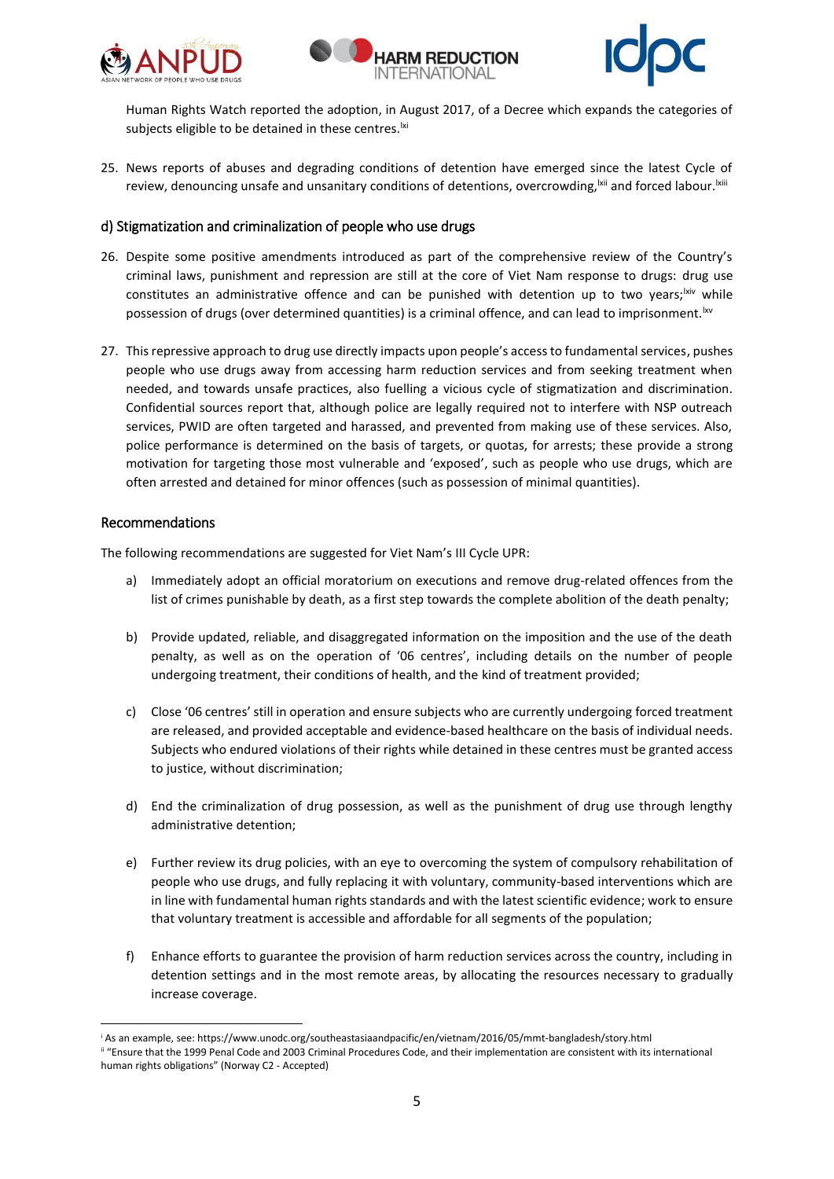Human Rights Watch reported the adoption, in August 2017, of a Decree which expands the categories of subjects eligible to be detained in these centres.[lxi]

25. News reports of abuses and degrading conditions of detention have emerged since the latest Cycle of review, denouncing unsafe and unsanitary conditions of detentions, overcrowding,[lxii] and forced labour.[lxiii]

### d) Stigmatization and criminalization of people who use drugs

26. Despite some positive amendments introduced as part of the comprehensive review of the Country's criminal laws, punishment and repression are still at the core of Viet Nam response to drugs: drug use constitutes an administrative offence and can be punished with detention up to two years;[lxiv] while possession of drugs (over determined quantities) is a criminal offence, and can lead to imprisonment.[lxv]

27. This repressive approach to drug use directly impacts upon people's access to fundamental services, pushes people who use drugs away from accessing harm reduction services and from seeking treatment when needed, and towards unsafe practices, also fuelling a vicious cycle of stigmatization and discrimination. Confidential sources report that, although police are legally required not to interfere with NSP outreach services, PWID are often targeted and harassed, and prevented from making use of these services. Also, police performance is determined on the basis of targets, or quotas, for arrests; these provide a strong motivation for targeting those most vulnerable and 'exposed', such as people who use drugs, which are often arrested and detained for minor offences (such as possession of minimal quantities).

### Recommendations

The following recommendations are suggested for Viet Nam's III Cycle UPR:

a) Immediately adopt an official moratorium on executions and remove drug-related offences from the list of crimes punishable by death, as a first step towards the complete abolition of the death penalty;

b) Provide updated, reliable, and disaggregated information on the imposition and the use of the death penalty, as well as on the operation of '06 centres', including details on the number of people undergoing treatment, their conditions of health, and the kind of treatment provided;

c) Close '06 centres' still in operation and ensure subjects who are currently undergoing forced treatment are released, and provided acceptable and evidence-based healthcare on the basis of individual needs. Subjects who endured violations of their rights while detained in these centres must be granted access to justice, without discrimination;

d) End the criminalization of drug possession, as well as the punishment of drug use through lengthy administrative detention;

e) Further review its drug policies, with an eye to overcoming the system of compulsory rehabilitation of people who use drugs, and fully replacing it with voluntary, community-based interventions which are in line with fundamental human rights standards and with the latest scientific evidence; work to ensure that voluntary treatment is accessible and affordable for all segments of the population;

f) Enhance efforts to guarantee the provision of harm reduction services across the country, including in detention settings and in the most remote areas, by allocating the resources necessary to gradually increase coverage.

---

[i] As an example, see: https://www.unodc.org/southeastasiaandpacific/en/vietnam/2016/05/mmt-bangladesh/story.html

[ii] "Ensure that the 1999 Penal Code and 2003 Criminal Procedures Code, and their implementation are consistent with its international human rights obligations" (Norway C2 - Accepted)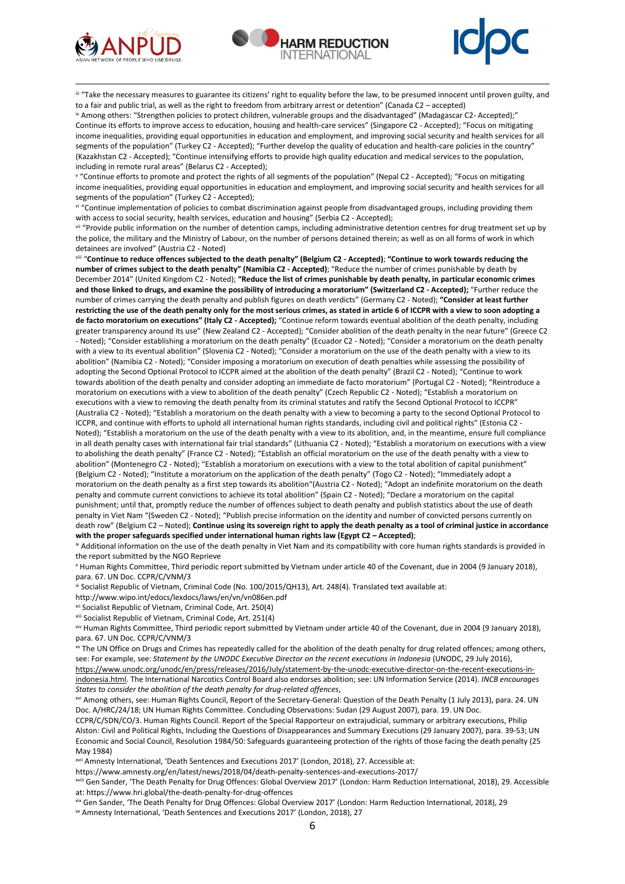[iii] "Take the necessary measures to guarantee its citizens' right to equality before the law, to be presumed innocent until proven guilty, and to a fair and public trial, as well as the right to freedom from arbitrary arrest or detention" (Canada C2 – accepted)

[iv] Among others: "Strengthen policies to protect children, vulnerable groups and the disadvantaged" (Madagascar C2- Accepted);" Continue its efforts to improve access to education, housing and health-care services" (Singapore C2 - Accepted); "Focus on mitigating income inequalities, providing equal opportunities in education and employment, and improving social security and health services for all segments of the population" (Turkey C2 - Accepted); "Further develop the quality of education and health-care policies in the country" (Kazakhstan C2 - Accepted); "Continue intensifying efforts to provide high quality education and medical services to the population, including in remote rural areas" (Belarus C2 - Accepted);

[v] "Continue efforts to promote and protect the rights of all segments of the population" (Nepal C2 - Accepted); "Focus on mitigating income inequalities, providing equal opportunities in education and employment, and improving social security and health services for all segments of the population" (Turkey C2 - Accepted);

[vi] "Continue implementation of policies to combat discrimination against people from disadvantaged groups, including providing them with access to social security, health services, education and housing" (Serbia C2 - Accepted);

[vii] "Provide public information on the number of detention camps, including administrative detention centres for drug treatment set up by the police, the military and the Ministry of Labour, on the number of persons detained therein; as well as on all forms of work in which detainees are involved" (Austria C2 - Noted)

[viii] "**Continue to reduce offences subjected to the death penalty" (Belgium C2 - Accepted)**; **"Continue to work towards reducing the number of crimes subject to the death penalty" (Namibia C2 - Accepted)**; "Reduce the number of crimes punishable by death by December 2014" (United Kingdom C2 - Noted); **"Reduce the list of crimes punishable by death penalty, in particular economic crimes and those linked to drugs, and examine the possibility of introducing a moratorium" (Switzerland C2 - Accepted);** "Further reduce the number of crimes carrying the death penalty and publish figures on death verdicts" (Germany C2 - Noted); **"Consider at least further restricting the use of the death penalty only for the most serious crimes, as stated in article 6 of ICCPR with a view to soon adopting a de facto moratorium on executions" (Italy C2 - Accepted);** "Continue reform towards eventual abolition of the death penalty, including greater transparency around its use" (New Zealand C2 - Accepted); "Consider abolition of the death penalty in the near future" (Greece C2 - Noted); "Consider establishing a moratorium on the death penalty" (Ecuador C2 - Noted); "Consider a moratorium on the death penalty with a view to its eventual abolition" (Slovenia C2 - Noted); "Consider a moratorium on the use of the death penalty with a view to its abolition" (Namibia C2 - Noted); "Consider imposing a moratorium on execution of death penalties while assessing the possibility of adopting the Second Optional Protocol to ICCPR aimed at the abolition of the death penalty" (Brazil C2 - Noted); "Continue to work towards abolition of the death penalty and consider adopting an immediate de facto moratorium" (Portugal C2 - Noted); "Reintroduce a moratorium on executions with a view to abolition of the death penalty" (Czech Republic C2 - Noted); "Establish a moratorium on executions with a view to removing the death penalty from its criminal statutes and ratify the Second Optional Protocol to ICCPR" (Australia C2 - Noted); "Establish a moratorium on the death penalty with a view to becoming a party to the second Optional Protocol to ICCPR, and continue with efforts to uphold all international human rights standards, including civil and political rights" (Estonia C2 - Noted); "Establish a moratorium on the use of the death penalty with a view to its abolition, and, in the meantime, ensure full compliance in all death penalty cases with international fair trial standards" (Lithuania C2 - Noted); "Establish a moratorium on executions with a view to abolishing the death penalty" (France C2 - Noted); "Establish an official moratorium on the use of the death penalty with a view to abolition" (Montenegro C2 - Noted); "Establish a moratorium on executions with a view to the total abolition of capital punishment" (Belgium C2 - Noted); "Institute a moratorium on the application of the death penalty" (Togo C2 - Noted); "Immediately adopt a moratorium on the death penalty as a first step towards its abolition"(Austria C2 - Noted); "Adopt an indefinite moratorium on the death penalty and commute current convictions to achieve its total abolition" (Spain C2 - Noted); "Declare a moratorium on the capital punishment; until that, promptly reduce the number of offences subject to death penalty and publish statistics about the use of death penalty in Viet Nam "(Sweden C2 - Noted); "Publish precise information on the identity and number of convicted persons currently on death row" (Belgium C2 – Noted); **Continue using its sovereign right to apply the death penalty as a tool of criminal justice in accordance with the proper safeguards specified under international human rights law (Egypt C2 – Accepted)**;

[ix] Additional information on the use of the death penalty in Viet Nam and its compatibility with core human rights standards is provided in the report submitted by the NGO Reprieve

[x] Human Rights Committee, Third periodic report submitted by Vietnam under article 40 of the Covenant, due in 2004 (9 January 2018), para. 67. UN Doc. CCPR/C/VNM/3

[xi] Socialist Republic of Vietnam, Criminal Code (No. 100/2015/QH13), Art. 248(4). Translated text available at: http://www.wipo.int/edocs/lexdocs/laws/en/vn/vn086en.pdf

[xii] Socialist Republic of Vietnam, Criminal Code, Art. 250(4)

[xiii] Socialist Republic of Vietnam, Criminal Code, Art. 251(4)

[xiv] Human Rights Committee, Third periodic report submitted by Vietnam under article 40 of the Covenant, due in 2004 (9 January 2018), para. 67. UN Doc. CCPR/C/VNM/3

[xv] The UN Office on Drugs and Crimes has repeatedly called for the abolition of the death penalty for drug related offences; among others, see: For example, see: *Statement by the UNODC Executive Director on the recent executions in Indonesia* (UNODC, 29 July 2016), https://www.unodc.org/unodc/en/press/releases/2016/July/statement-by-the-unodc-executive-director-on-the-recent-executions-in-indonesia.html. The International Narcotics Control Board also endorses abolition; see: UN Information Service (2014). *INCB encourages States to consider the abolition of the death penalty for drug-related offences*,

[xvi] Among others, see: Human Rights Council, Report of the Secretary-General: Question of the Death Penalty (1 July 2013), para. 24. UN Doc. A/HRC/24/18; UN Human Rights Committee. Concluding Observations: Sudan (29 August 2007), para. 19. UN Doc. CCPR/C/SDN/CO/3. Human Rights Council. Report of the Special Rapporteur on extrajudicial, summary or arbitrary executions, Philip Alston: Civil and Political Rights, Including the Questions of Disappearances and Summary Executions (29 January 2007), para. 39-53; UN Economic and Social Council, Resolution 1984/50: Safeguards guaranteeing protection of the rights of those facing the death penalty (25 May 1984)

[xvii] Amnesty International, 'Death Sentences and Executions 2017' (London, 2018), 27. Accessible at: https://www.amnesty.org/en/latest/news/2018/04/death-penalty-sentences-and-executions-2017/

[xviii] Gen Sander, 'The Death Penalty for Drug Offences: Global Overview 2017' (London: Harm Reduction International, 2018), 29. Accessible at: https://www.hri.global/the-death-penalty-for-drug-offences

[xix] Gen Sander, 'The Death Penalty for Drug Offences: Global Overview 2017' (London: Harm Reduction International, 2018), 29

[xx] Amnesty International, 'Death Sentences and Executions 2017' (London, 2018), 27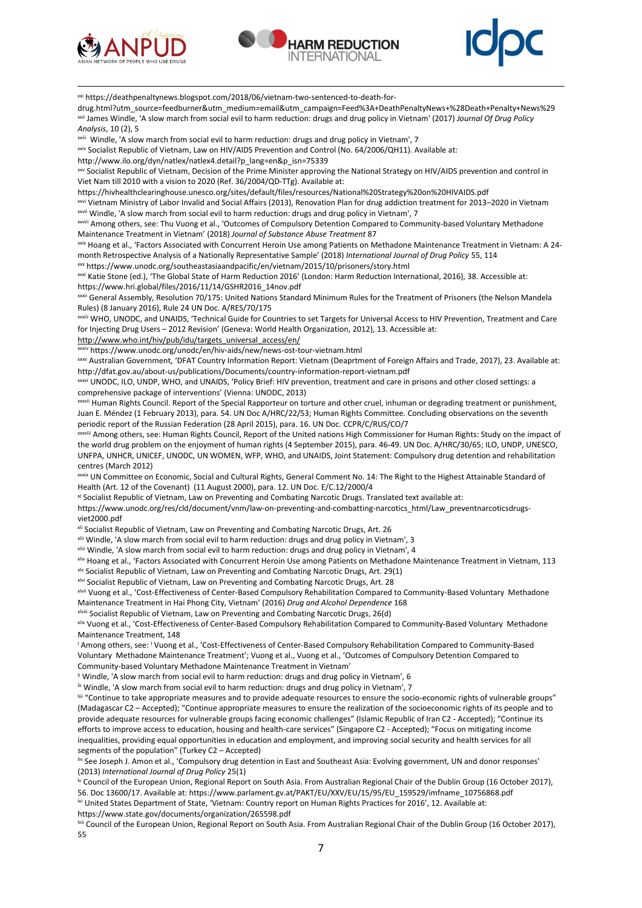[xxi] https://deathpenaltynews.blogspot.com/2018/06/vietnam-two-sentenced-to-death-for-drug.html?utm_source=feedburner&utm_medium=email&utm_campaign=Feed%3A+DeathPenaltyNews+%28Death+Penalty+News%29

[xxii] James Windle, 'A slow march from social evil to harm reduction: drugs and drug policy in Vietnam' (2017) *Journal Of Drug Policy Analysis*, 10 (2), 5

[xxiii] Windle, 'A slow march from social evil to harm reduction: drugs and drug policy in Vietnam', 7

[xxiv] Socialist Republic of Vietnam, Law on HIV/AIDS Prevention and Control (No. 64/2006/QH11). Available at: http://www.ilo.org/dyn/natlex/natlex4.detail?p_lang=en&p_isn=75339

[xxv] Socialist Republic of Vietnam, Decision of the Prime Minister approving the National Strategy on HIV/AIDS prevention and control in Viet Nam till 2010 with a vision to 2020 (Ref. 36/2004/QD-TTg). Available at: https://hivhealthclearinghouse.unesco.org/sites/default/files/resources/National%20Strategy%20on%20HIVAIDS.pdf

[xxvi] Vietnam Ministry of Labor Invalid and Social Affairs (2013), Renovation Plan for drug addiction treatment for 2013–2020 in Vietnam

[xxvii] Windle, 'A slow march from social evil to harm reduction: drugs and drug policy in Vietnam', 7

[xxviii] Among others, see: Thu Vuong et al., 'Outcomes of Compulsory Detention Compared to Community-based Voluntary Methadone Maintenance Treatment in Vietnam' (2018) *Journal of Substance Abuse Treatment* 87

[xxix] Hoang et al., 'Factors Associated with Concurrent Heroin Use among Patients on Methadone Maintenance Treatment in Vietnam: A 24-month Retrospective Analysis of a Nationally Representative Sample' (2018) *International Journal of Drug Policy* 55, 114

[xxx] https://www.unodc.org/southeastasiaandpacific/en/vietnam/2015/10/prisoners/story.html

[xxxi] Katie Stone (ed.), 'The Global State of Harm Reduction 2016' (London: Harm Reduction International, 2016), 38. Accessible at: https://www.hri.global/files/2016/11/14/GSHR2016_14nov.pdf

[xxxii] General Assembly, Resolution 70/175: United Nations Standard Minimum Rules for the Treatment of Prisoners (the Nelson Mandela Rules) (8 January 2016), Rule 24 UN Doc. A/RES/70/175

[xxxiii] WHO, UNODC, and UNAIDS, 'Technical Guide for Countries to set Targets for Universal Access to HIV Prevention, Treatment and Care for Injecting Drug Users – 2012 Revision' (Geneva: World Health Organization, 2012), 13. Accessible at: http://www.who.int/hiv/pub/idu/targets_universal_access/en/

[xxxiv] https://www.unodc.org/unodc/en/hiv-aids/new/news-ost-tour-vietnam.html

[xxxv] Australian Government, 'DFAT Country Information Report: Vietnam (Deaprtment of Foreign Affairs and Trade, 2017), 23. Available at: http://dfat.gov.au/about-us/publications/Documents/country-information-report-vietnam.pdf

[xxxvi] UNODC, ILO, UNDP, WHO, and UNAIDS, 'Policy Brief: HIV prevention, treatment and care in prisons and other closed settings: a comprehensive package of interventions' (Vienna: UNODC, 2013)

[xxxvii] Human Rights Council. Report of the Special Rapporteur on torture and other cruel, inhuman or degrading treatment or punishment, Juan E. Méndez (1 February 2013), para. 54. UN Doc A/HRC/22/53; Human Rights Committee. Concluding observations on the seventh periodic report of the Russian Federation (28 April 2015), para. 16. UN Doc. CCPR/C/RUS/CO/7

[xxxviii] Among others, see: Human Rights Council, Report of the United nations High Commissioner for Human Rights: Study on the impact of the world drug problem on the enjoyment of human rights (4 September 2015), para. 46-49. UN Doc. A/HRC/30/65; ILO, UNDP, UNESCO, UNFPA, UNHCR, UNICEF, UNODC, UN WOMEN, WFP, WHO, and UNAIDS, Joint Statement: Compulsory drug detention and rehabilitation centres (March 2012)

[xxxix] UN Committee on Economic, Social and Cultural Rights, General Comment No. 14: The Right to the Highest Attainable Standard of Health (Art. 12 of the Covenant) (11 August 2000), para. 12. UN Doc. E/C.12/2000/4

[xl] Socialist Republic of Vietnam, Law on Preventing and Combating Narcotic Drugs. Translated text available at: https://www.unodc.org/res/cld/document/vnm/law-on-preventing-and-combatting-narcotics_html/Law_preventnarcoticsdrugs-viet2000.pdf

[xli] Socialist Republic of Vietnam, Law on Preventing and Combating Narcotic Drugs, Art. 26

[xlii] Windle, 'A slow march from social evil to harm reduction: drugs and drug policy in Vietnam', 3

[xliii] Windle, 'A slow march from social evil to harm reduction: drugs and drug policy in Vietnam', 4

[xliv] Hoang et al., 'Factors Associated with Concurrent Heroin Use among Patients on Methadone Maintenance Treatment in Vietnam, 113

[xlv] Socialist Republic of Vietnam, Law on Preventing and Combating Narcotic Drugs, Art. 29(1)

[xlvi] Socialist Republic of Vietnam, Law on Preventing and Combating Narcotic Drugs, Art. 28

[xlvii] Vuong et al., 'Cost-Effectiveness of Center-Based Compulsory Rehabilitation Compared to Community-Based Voluntary Methadone Maintenance Treatment in Hai Phong City, Vietnam' (2016) *Drug and Alcohol Dependence* 168

[xlviii] Socialist Republic of Vietnam, Law on Preventing and Combating Narcotic Drugs, 26(d)

[xlix] Vuong et al., 'Cost-Effectiveness of Center-Based Compulsory Rehabilitation Compared to Community-Based Voluntary Methadone Maintenance Treatment, 148

[l] Among others, see: [l] Vuong et al., 'Cost-Effectiveness of Center-Based Compulsory Rehabilitation Compared to Community-Based Voluntary Methadone Maintenance Treatment'; Vuong et al., Vuong et al., 'Outcomes of Compulsory Detention Compared to Community-based Voluntary Methadone Maintenance Treatment in Vietnam'

[li] Windle, 'A slow march from social evil to harm reduction: drugs and drug policy in Vietnam', 6

[lii] Windle, 'A slow march from social evil to harm reduction: drugs and drug policy in Vietnam', 7

[liii] "Continue to take appropriate measures and to provide adequate resources to ensure the socio-economic rights of vulnerable groups" (Madagascar C2 – Accepted); "Continue appropriate measures to ensure the realization of the socioeconomic rights of its people and to provide adequate resources for vulnerable groups facing economic challenges" (Islamic Republic of Iran C2 - Accepted); "Continue its efforts to improve access to education, housing and health-care services" (Singapore C2 - Accepted); "Focus on mitigating income inequalities, providing equal opportunities in education and employment, and improving social security and health services for all segments of the population" (Turkey C2 – Accepted)

[liv] See Joseph J. Amon et al., 'Compulsory drug detention in East and Southeast Asia: Evolving government, UN and donor responses' (2013) *International Journal of Drug Policy* 25(1)

[lv] Council of the European Union, Regional Report on South Asia. From Australian Regional Chair of the Dublin Group (16 October 2017), 56. Doc 13600/17. Available at: https://www.parlament.gv.at/PAKT/EU/XXV/EU/15/95/EU_159529/imfname_10756868.pdf

[lvi] United States Department of State, 'Vietnam: Country report on Human Rights Practices for 2016', 12. Available at: https://www.state.gov/documents/organization/265598.pdf

[lvii] Council of the European Union, Regional Report on South Asia. From Australian Regional Chair of the Dublin Group (16 October 2017), 55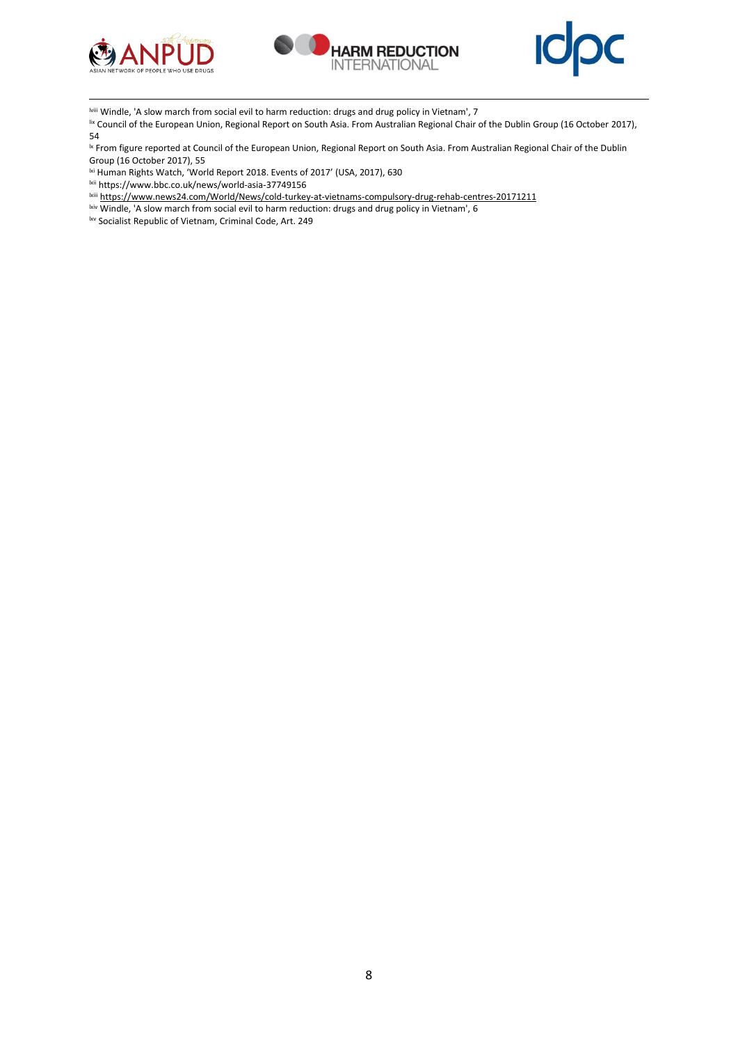[lviii] Windle, 'A slow march from social evil to harm reduction: drugs and drug policy in Vietnam', 7

[lix] Council of the European Union, Regional Report on South Asia. From Australian Regional Chair of the Dublin Group (16 October 2017), 54

[lx] From figure reported at Council of the European Union, Regional Report on South Asia. From Australian Regional Chair of the Dublin Group (16 October 2017), 55

[lxi] Human Rights Watch, 'World Report 2018. Events of 2017' (USA, 2017), 630

[lxii] https://www.bbc.co.uk/news/world-asia-37749156

[lxiii] https://www.news24.com/World/News/cold-turkey-at-vietnams-compulsory-drug-rehab-centres-20171211

[lxiv] Windle, 'A slow march from social evil to harm reduction: drugs and drug policy in Vietnam', 6

[lxv] Socialist Republic of Vietnam, Criminal Code, Art. 249